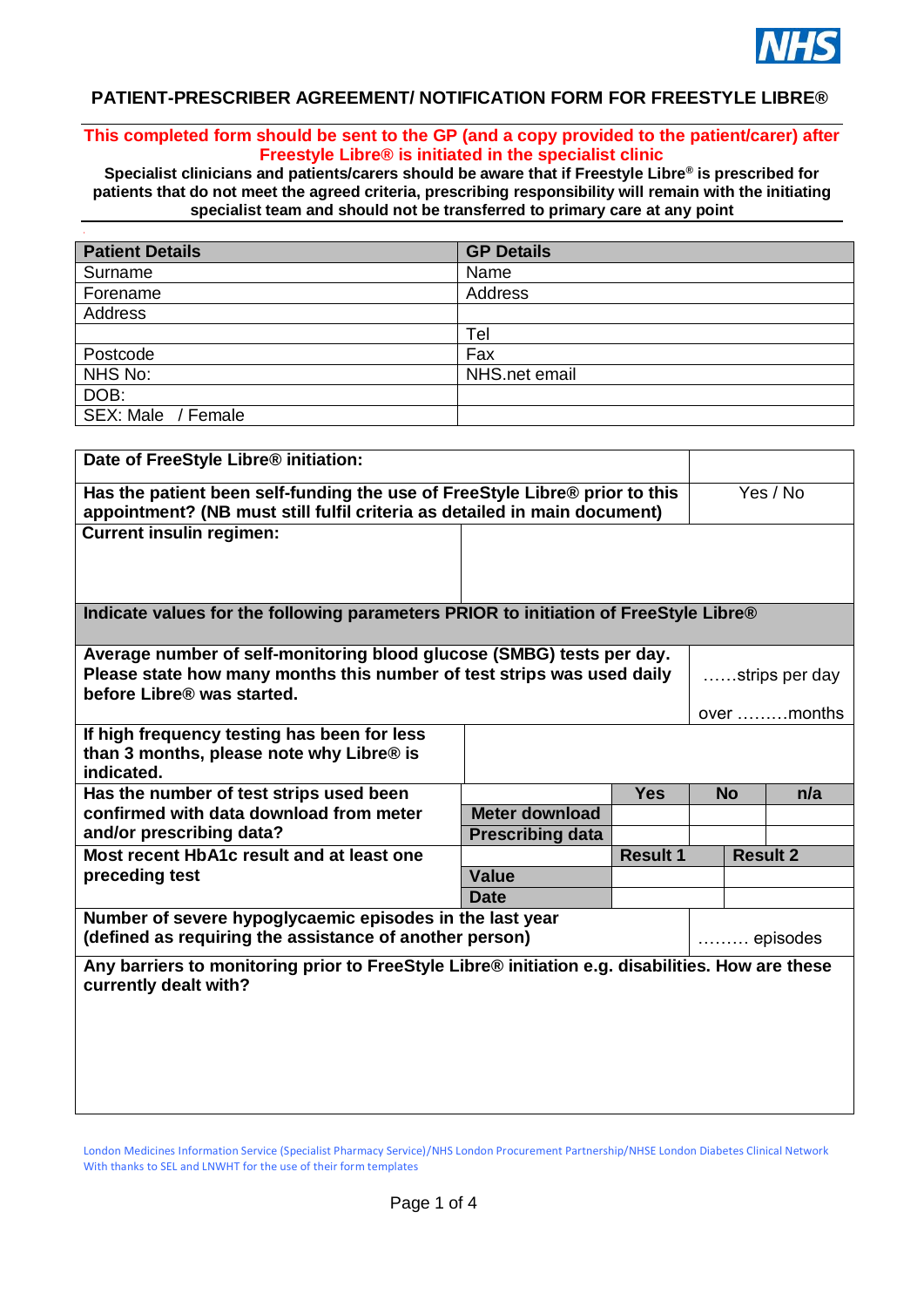NHS

# PATIENT-PRESCRIBER AGREEMENT/ NOTIFICATION FORM FOR FREESTYLE LIBRE®

**This completed form should be sent to the GP (and a copy provided to the patient/carer) after Freestyle Libre® is initiated in the specialist clinic**

**Specialist clinicians and patients/carers should be aware that if Freestyle Libre® is prescribed for patients that do not meet the agreed criteria, prescribing responsibility will remain with the initiating specialist team and should not be transferred to primary care at any point**

| Patient Details | GP Details |
|---|---|
| Surname | Name |
| Forename | Address |
| Address | |
| | Tel |
| Postcode | Fax |
| NHS No: | NHS.net email |
| DOB: | |
| SEX: Male / Female | |

| | | | | |
|---|---|---|---|---|
| **Date of FreeStyle Libre® initiation:** | | | | |
| **Has the patient been self-funding the use of FreeStyle Libre® prior to this appointment? (NB must still fulfil criteria as detailed in main document)** | | | Yes / No | |
| **Current insulin regimen:** | | | | |
| **Indicate values for the following parameters PRIOR to initiation of FreeStyle Libre®** | | | | |
| **Average number of self-monitoring blood glucose (SMBG) tests per day. Please state how many months this number of test strips was used daily before Libre® was started.** | | | ……strips per day<br>over ………months | |
| **If high frequency testing has been for less than 3 months, please note why Libre® is indicated.** | | | | |
| **Has the number of test strips used been confirmed with data download from meter and/or prescribing data?** | | **Yes** | **No** | **n/a** |
| | **Meter download** | | | |
| | **Prescribing data** | | | |
| **Most recent HbA1c result and at least one preceding test** | | **Result 1** | **Result 2** | |
| | **Value** | | | |
| | **Date** | | | |
| **Number of severe hypoglycaemic episodes in the last year (defined as requiring the assistance of another person)** | | | ……… episodes | |
| **Any barriers to monitoring prior to FreeStyle Libre® initiation e.g. disabilities. How are these currently dealt with?** | | | | |

London Medicines Information Service (Specialist Pharmacy Service)/NHS London Procurement Partnership/NHSE London Diabetes Clinical Network
With thanks to SEL and LNWHT for the use of their form templates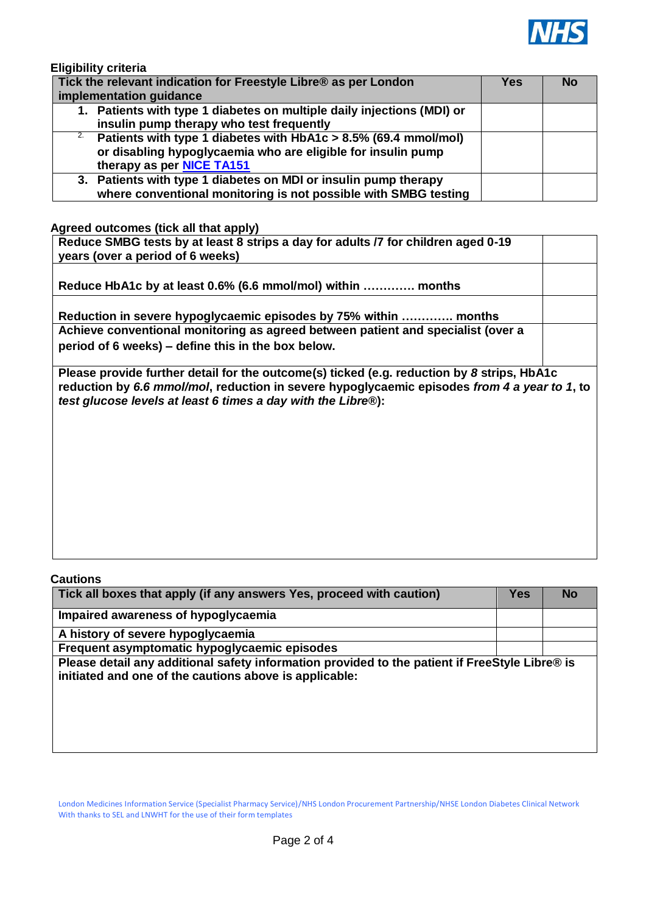**Eligibility criteria**

| Tick the relevant indication for Freestyle Libre® as per London implementation guidance | Yes | No |
|---|---|---|
| 1. Patients with type 1 diabetes on multiple daily injections (MDI) or insulin pump therapy who test frequently | | |
| 2. Patients with type 1 diabetes with HbA1c > 8.5% (69.4 mmol/mol) or disabling hypoglycaemia who are eligible for insulin pump therapy as per [NICE TA151]() | | |
| 3. Patients with type 1 diabetes on MDI or insulin pump therapy where conventional monitoring is not possible with SMBG testing | | |

**Agreed outcomes (tick all that apply)**

| | |
|---|---|
| Reduce SMBG tests by at least 8 strips a day for adults /7 for children aged 0-19 years (over a period of 6 weeks) | |
| Reduce HbA1c by at least 0.6% (6.6 mmol/mol) within …………. months | |
| Reduction in severe hypoglycaemic episodes by 75% within …………. months | |
| Achieve conventional monitoring as agreed between patient and specialist (over a period of 6 weeks) – define this in the box below. | |

**Please provide further detail for the outcome(s) ticked (e.g. reduction by *8* strips, HbA1c reduction by *6.6 mmol/mol*, reduction in severe hypoglycaemic episodes *from 4 a year to 1*, to *test glucose levels at least 6 times a day with the Libre®*):**

**Cautions**

| Tick all boxes that apply (if any answers Yes, proceed with caution) | Yes | No |
|---|---|---|
| Impaired awareness of hypoglycaemia | | |
| A history of severe hypoglycaemia | | |
| Frequent asymptomatic hypoglycaemic episodes | | |

**Please detail any additional safety information provided to the patient if FreeStyle Libre® is initiated and one of the cautions above is applicable:**

London Medicines Information Service (Specialist Pharmacy Service)/NHS London Procurement Partnership/NHSE London Diabetes Clinical Network
With thanks to SEL and LNWHT for the use of their form templates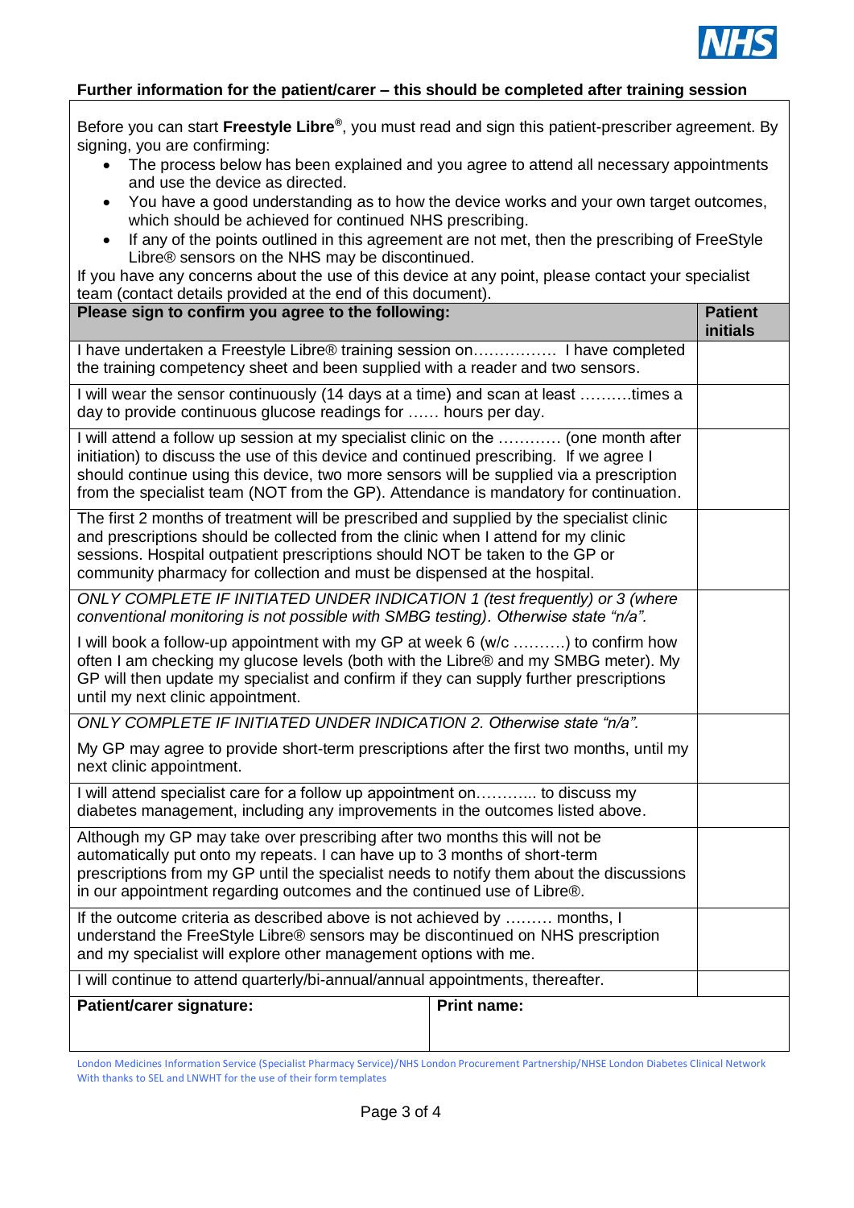## Further information for the patient/carer – this should be completed after training session

Before you can start **Freestyle Libre®**, you must read and sign this patient-prescriber agreement. By signing, you are confirming:

- The process below has been explained and you agree to attend all necessary appointments and use the device as directed.
- You have a good understanding as to how the device works and your own target outcomes, which should be achieved for continued NHS prescribing.
- If any of the points outlined in this agreement are not met, then the prescribing of FreeStyle Libre® sensors on the NHS may be discontinued.

If you have any concerns about the use of this device at any point, please contact your specialist team (contact details provided at the end of this document).

| **Please sign to confirm you agree to the following:** | **Patient initials** |
|---|---|
| I have undertaken a Freestyle Libre® training session on……………. I have completed the training competency sheet and been supplied with a reader and two sensors. | |
| I will wear the sensor continuously (14 days at a time) and scan at least ……….times a day to provide continuous glucose readings for …… hours per day. | |
| I will attend a follow up session at my specialist clinic on the ………… (one month after initiation) to discuss the use of this device and continued prescribing. If we agree I should continue using this device, two more sensors will be supplied via a prescription from the specialist team (NOT from the GP). Attendance is mandatory for continuation. | |
| The first 2 months of treatment will be prescribed and supplied by the specialist clinic and prescriptions should be collected from the clinic when I attend for my clinic sessions. Hospital outpatient prescriptions should NOT be taken to the GP or community pharmacy for collection and must be dispensed at the hospital. | |
| *ONLY COMPLETE IF INITIATED UNDER INDICATION 1 (test frequently) or 3 (where conventional monitoring is not possible with SMBG testing). Otherwise state "n/a".*<br><br>I will book a follow-up appointment with my GP at week 6 (w/c ……….) to confirm how often I am checking my glucose levels (both with the Libre® and my SMBG meter). My GP will then update my specialist and confirm if they can supply further prescriptions until my next clinic appointment. | |
| *ONLY COMPLETE IF INITIATED UNDER INDICATION 2. Otherwise state "n/a".*<br><br>My GP may agree to provide short-term prescriptions after the first two months, until my next clinic appointment. | |
| I will attend specialist care for a follow up appointment on……….. to discuss my diabetes management, including any improvements in the outcomes listed above. | |
| Although my GP may take over prescribing after two months this will not be automatically put onto my repeats. I can have up to 3 months of short-term prescriptions from my GP until the specialist needs to notify them about the discussions in our appointment regarding outcomes and the continued use of Libre®. | |
| If the outcome criteria as described above is not achieved by ……… months, I understand the FreeStyle Libre® sensors may be discontinued on NHS prescription and my specialist will explore other management options with me. | |
| I will continue to attend quarterly/bi-annual/annual appointments, thereafter. | |

| **Patient/carer signature:** | **Print name:** |
|---|---|
| | |

London Medicines Information Service (Specialist Pharmacy Service)/NHS London Procurement Partnership/NHSE London Diabetes Clinical Network
With thanks to SEL and LNWHT for the use of their form templates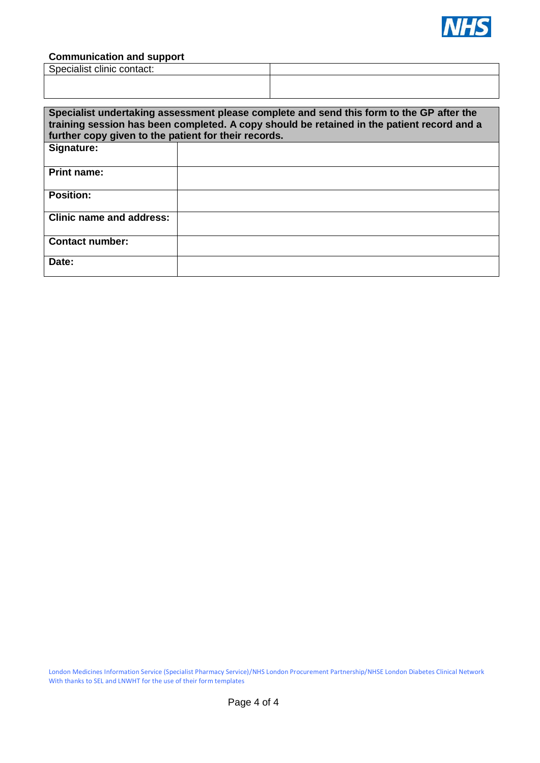**Communication and support**

| | |
|---|---|
| Specialist clinic contact: | |
| | |

| | |
|---|---|
| **Specialist undertaking assessment please complete and send this form to the GP after the training session has been completed. A copy should be retained in the patient record and a further copy given to the patient for their records.** | |
| **Signature:** | |
| **Print name:** | |
| **Position:** | |
| **Clinic name and address:** | |
| **Contact number:** | |
| **Date:** | |

London Medicines Information Service (Specialist Pharmacy Service)/NHS London Procurement Partnership/NHSE London Diabetes Clinical Network
With thanks to SEL and LNWHT for the use of their form templates